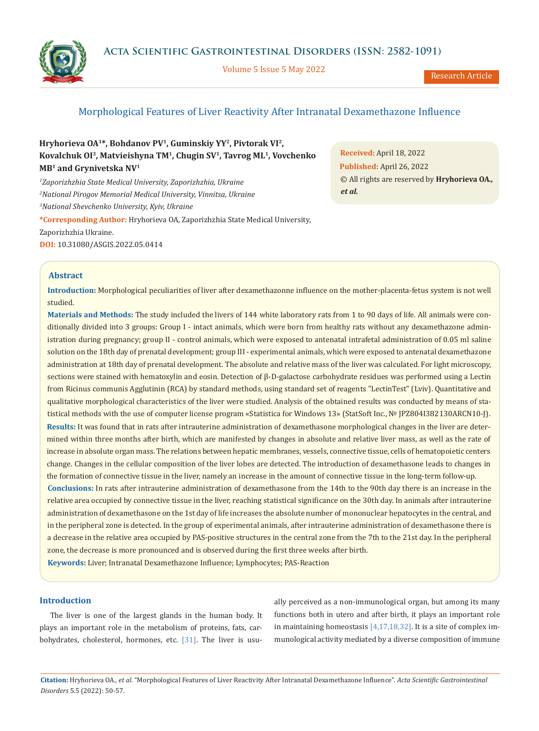Research Article

# Morphological Features of Liver Reactivity After Intranatal Dexamethazone Influence

**Hryhorieva OA[1]\*, Bohdanov PV[1], Guminskiy YY[2], Pivtorak VI[2], Kovalchuk OI[3], Matvieishyna TM[1], Chugin SV[1], Tavrog ML[1], Vovchenko MB[1] and Grynivetska NV[1]**

[1]*Zaporizhzhia State Medical University, Zaporizhzhia, Ukraine*

[2]*National Pirogov Memorial Medical University, Vinnitsa, Ukraine*

[3]*National Shevchenko University, Kyiv, Ukraine*

**\*Corresponding Author:** Hryhorieva OA, Zaporizhzhia State Medical University, Zaporizhzhia Ukraine.

**DOI:** 10.31080/ASGIS.2022.05.0414

**Received:** April 18, 2022

**Published:** April 26, 2022

© All rights are reserved by **Hryhorieva OA., *et al.***

## Abstract

**Introduction:** Morphological peculiarities of liver after dexamethazonne influence on the mother-placenta-fetus system is not well studied.

**Materials and Methods:** The study included the livers of 144 white laboratory rats from 1 to 90 days of life. All animals were conditionally divided into 3 groups: Group I - intact animals, which were born from healthy rats without any dexamethazone administration during pregnancy; group II - control animals, which were exposed to antenatal intrafetal administration of 0.05 ml saline solution on the 18th day of prenatal development; group III - experimental animals, which were exposed to antenatal dexamethazone administration at 18th day of prenatal development. The absolute and relative mass of the liver was calculated. For light microscopy, sections were stained with hematoxylin and eosin. Detection of β-D-galactose carbohydrate residues was performed using a Lectin from Ricinus communis Agglutinin (RCA) by standard methods, using standard set of reagents "LectinTest" (Lviv). Quantitative and qualitative morphological characteristics of the liver were studied. Analysis of the obtained results was conducted by means of statistical methods with the use of computer license program «Statistica for Windows 13» (StatSoft Inc., № JPZ804I382130ARCN10-J).

**Results:** It was found that in rats after intrauterine administration of dexamethasone morphological changes in the liver are determined within three months after birth, which are manifested by changes in absolute and relative liver mass, as well as the rate of increase in absolute organ mass. The relations between hepatic membranes, vessels, connective tissue, cells of hematopoietic centers change. Changes in the cellular composition of the liver lobes are detected. The introduction of dexamethasone leads to changes in the formation of connective tissue in the liver, namely an increase in the amount of connective tissue in the long-term follow-up.

**Conclusions:** In rats after intrauterine administration of dexamethasone from the 14th to the 90th day there is an increase in the relative area occupied by connective tissue in the liver, reaching statistical significance on the 30th day. In animals after intrauterine administration of dexamethasone on the 1st day of life increases the absolute number of mononuclear hepatocytes in the central, and in the peripheral zone is detected. In the group of experimental animals, after intrauterine administration of dexamethasone there is a decrease in the relative area occupied by PAS-positive structures in the central zone from the 7th to the 21st day. In the peripheral zone, the decrease is more pronounced and is observed during the first three weeks after birth.

**Keywords:** Liver; Intranatal Dexamethazone Influence; Lymphocytes; PAS-Reaction

## Introduction

The liver is one of the largest glands in the human body. It plays an important role in the metabolism of proteins, fats, carbohydrates, cholesterol, hormones, etc. [31]. The liver is usually perceived as a non-immunological organ, but among its many functions both in utero and after birth, it plays an important role in maintaining homeostasis [4,17,18,32]. It is a site of complex immunological activity mediated by a diverse composition of immune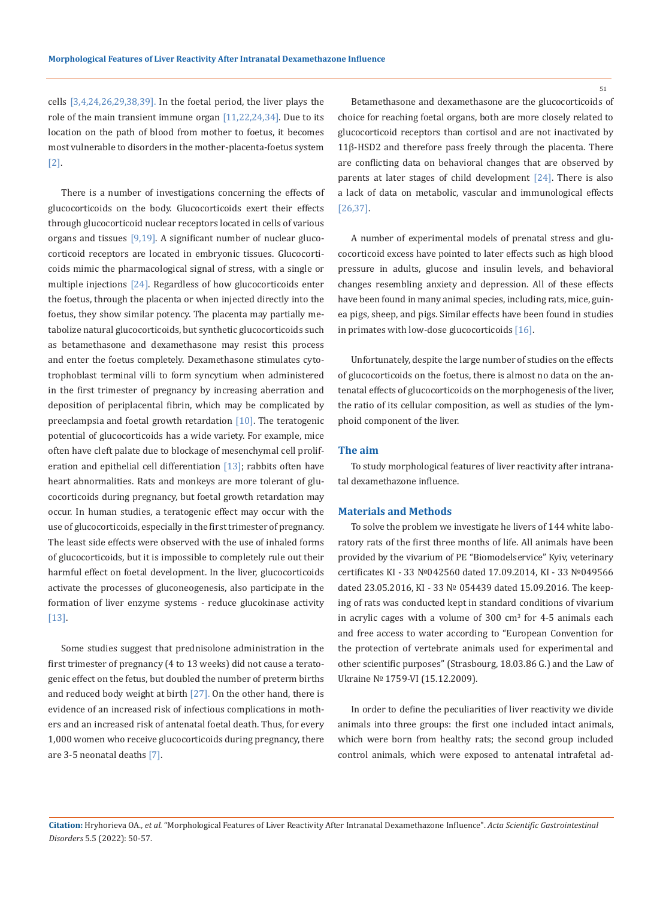cells [3,4,24,26,29,38,39]. In the foetal period, the liver plays the role of the main transient immune organ [11,22,24,34]. Due to its location on the path of blood from mother to foetus, it becomes most vulnerable to disorders in the mother-placenta-foetus system [2].

There is a number of investigations concerning the effects of glucocorticoids on the body. Glucocorticoids exert their effects through glucocorticoid nuclear receptors located in cells of various organs and tissues [9,19]. A significant number of nuclear glucocorticoid receptors are located in embryonic tissues. Glucocorticoids mimic the pharmacological signal of stress, with a single or multiple injections [24]. Regardless of how glucocorticoids enter the foetus, through the placenta or when injected directly into the foetus, they show similar potency. The placenta may partially metabolize natural glucocorticoids, but synthetic glucocorticoids such as betamethasone and dexamethasone may resist this process and enter the foetus completely. Dexamethasone stimulates cytotrophoblast terminal villi to form syncytium when administered in the first trimester of pregnancy by increasing aberration and deposition of periplacental fibrin, which may be complicated by preeclampsia and foetal growth retardation [10]. The teratogenic potential of glucocorticoids has a wide variety. For example, mice often have cleft palate due to blockage of mesenchymal cell proliferation and epithelial cell differentiation [13]; rabbits often have heart abnormalities. Rats and monkeys are more tolerant of glucocorticoids during pregnancy, but foetal growth retardation may occur. In human studies, a teratogenic effect may occur with the use of glucocorticoids, especially in the first trimester of pregnancy. The least side effects were observed with the use of inhaled forms of glucocorticoids, but it is impossible to completely rule out their harmful effect on foetal development. In the liver, glucocorticoids activate the processes of gluconeogenesis, also participate in the formation of liver enzyme systems - reduce glucokinase activity [13].

Some studies suggest that prednisolone administration in the first trimester of pregnancy (4 to 13 weeks) did not cause a teratogenic effect on the fetus, but doubled the number of preterm births and reduced body weight at birth [27]. On the other hand, there is evidence of an increased risk of infectious complications in mothers and an increased risk of antenatal foetal death. Thus, for every 1,000 women who receive glucocorticoids during pregnancy, there are 3-5 neonatal deaths [7].

Betamethasone and dexamethasone are the glucocorticoids of choice for reaching foetal organs, both are more closely related to glucocorticoid receptors than cortisol and are not inactivated by 11β-HSD2 and therefore pass freely through the placenta. There are conflicting data on behavioral changes that are observed by parents at later stages of child development [24]. There is also a lack of data on metabolic, vascular and immunological effects [26,37].

A number of experimental models of prenatal stress and glucocorticoid excess have pointed to later effects such as high blood pressure in adults, glucose and insulin levels, and behavioral changes resembling anxiety and depression. All of these effects have been found in many animal species, including rats, mice, guinea pigs, sheep, and pigs. Similar effects have been found in studies in primates with low-dose glucocorticoids [16].

Unfortunately, despite the large number of studies on the effects of glucocorticoids on the foetus, there is almost no data on the antenatal effects of glucocorticoids on the morphogenesis of the liver, the ratio of its cellular composition, as well as studies of the lymphoid component of the liver.

## The aim

To study morphological features of liver reactivity after intranatal dexamethazone influence.

## Materials and Methods

To solve the problem we investigate he livers of 144 white laboratory rats of the first three months of life. All animals have been provided by the vivarium of PE "Biomodelservice" Kyiv, veterinary certificates KI - 33 №042560 dated 17.09.2014, KI - 33 №049566 dated 23.05.2016, KI - 33 № 054439 dated 15.09.2016. The keeping of rats was conducted kept in standard conditions of vivarium in acrylic cages with a volume of 300 cm$^3$ for 4-5 animals each and free access to water according to "European Convention for the protection of vertebrate animals used for experimental and other scientific purposes" (Strasbourg, 18.03.86 G.) and the Law of Ukraine № 1759-VI (15.12.2009).

In order to define the peculiarities of liver reactivity we divide animals into three groups: the first one included intact animals, which were born from healthy rats; the second group included control animals, which were exposed to antenatal intrafetal ad-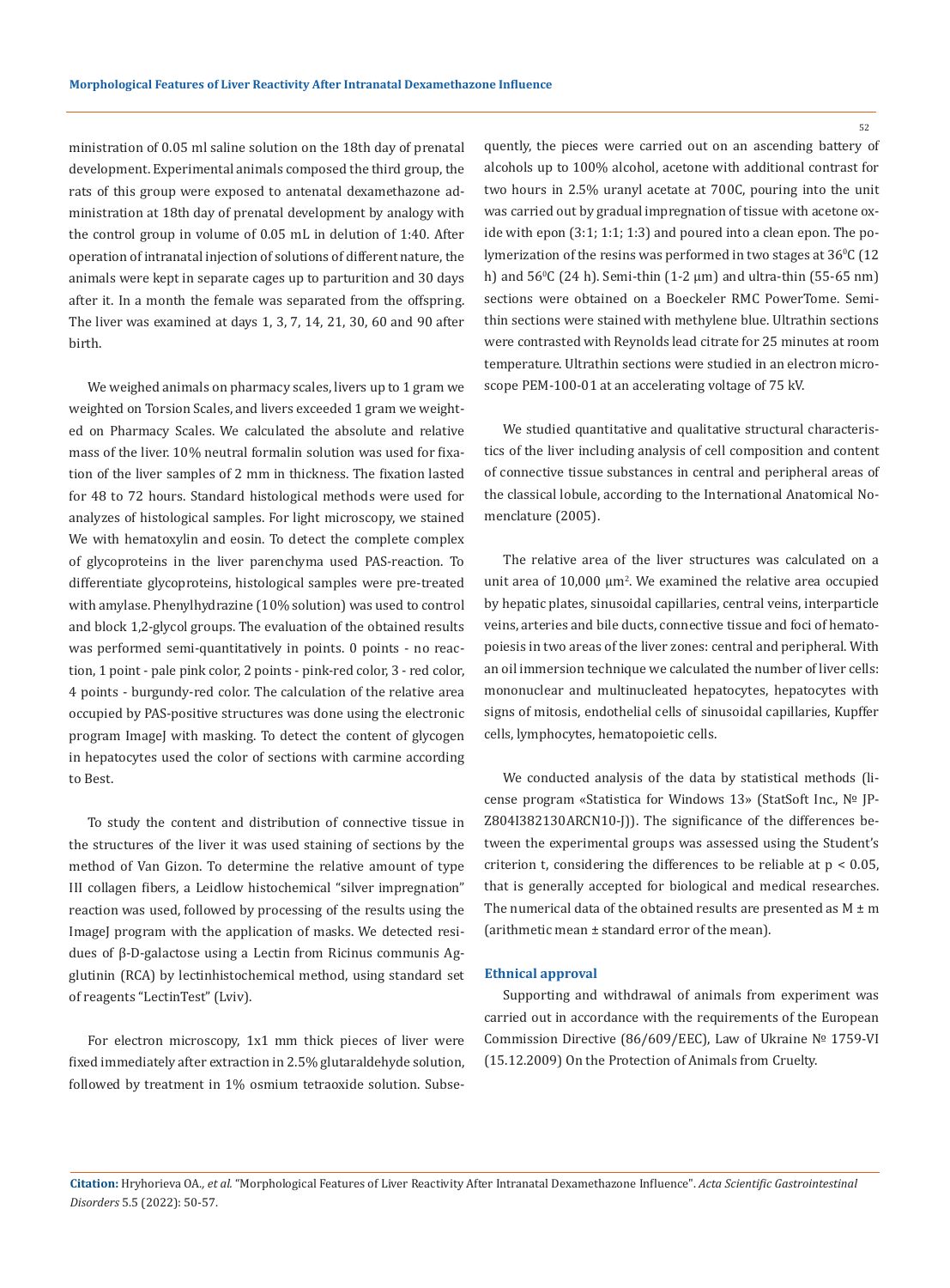ministration of 0.05 ml saline solution on the 18th day of prenatal development. Experimental animals composed the third group, the rats of this group were exposed to antenatal dexamethazone administration at 18th day of prenatal development by analogy with the control group in volume of 0.05 mL in delution of 1:40. After operation of intranatal injection of solutions of different nature, the animals were kept in separate cages up to parturition and 30 days after it. In a month the female was separated from the offspring. The liver was examined at days 1, 3, 7, 14, 21, 30, 60 and 90 after birth.

We weighed animals on pharmacy scales, livers up to 1 gram we weighted on Torsion Scales, and livers exceeded 1 gram we weighted on Pharmacy Scales. We calculated the absolute and relative mass of the liver. 10% neutral formalin solution was used for fixation of the liver samples of 2 mm in thickness. The fixation lasted for 48 to 72 hours. Standard histological methods were used for analyzes of histological samples. For light microscopy, we stained We with hematoxylin and eosin. To detect the complete complex of glycoproteins in the liver parenchyma used PAS-reaction. To differentiate glycoproteins, histological samples were pre-treated with amylase. Phenylhydrazine (10% solution) was used to control and block 1,2-glycol groups. The evaluation of the obtained results was performed semi-quantitatively in points. 0 points - no reaction, 1 point - pale pink color, 2 points - pink-red color, 3 - red color, 4 points - burgundy-red color. The calculation of the relative area occupied by PAS-positive structures was done using the electronic program ImageJ with masking. To detect the content of glycogen in hepatocytes used the color of sections with carmine according to Best.

To study the content and distribution of connective tissue in the structures of the liver it was used staining of sections by the method of Van Gizon. To determine the relative amount of type III collagen fibers, a Leidlow histochemical "silver impregnation" reaction was used, followed by processing of the results using the ImageJ program with the application of masks. We detected residues of β-D-galactose using a Lectin from Ricinus communis Agglutinin (RCA) by lectinhistochemical method, using standard set of reagents "LectinTest" (Lviv).

For electron microscopy, 1x1 mm thick pieces of liver were fixed immediately after extraction in 2.5% glutaraldehyde solution, followed by treatment in 1% osmium tetraoxide solution. Subsequently, the pieces were carried out on an ascending battery of alcohols up to 100% alcohol, acetone with additional contrast for two hours in 2.5% uranyl acetate at 700C, pouring into the unit was carried out by gradual impregnation of tissue with acetone oxide with epon (3:1; 1:1; 1:3) and poured into a clean epon. The polymerization of the resins was performed in two stages at 36$^0$C (12 h) and 56$^0$C (24 h). Semi-thin (1-2 µm) and ultra-thin (55-65 nm) sections were obtained on a Boeckeler RMC PowerTome. Semi-thin sections were stained with methylene blue. Ultrathin sections were contrasted with Reynolds lead citrate for 25 minutes at room temperature. Ultrathin sections were studied in an electron microscope PEM-100-01 at an accelerating voltage of 75 kV.

We studied quantitative and qualitative structural characteristics of the liver including analysis of cell composition and content of connective tissue substances in central and peripheral areas of the classical lobule, according to the International Anatomical Nomenclature (2005).

The relative area of the liver structures was calculated on a unit area of 10,000 µm$^2$. We examined the relative area occupied by hepatic plates, sinusoidal capillaries, central veins, interparticle veins, arteries and bile ducts, connective tissue and foci of hematopoiesis in two areas of the liver zones: central and peripheral. With an oil immersion technique we calculated the number of liver cells: mononuclear and multinucleated hepatocytes, hepatocytes with signs of mitosis, endothelial cells of sinusoidal capillaries, Kupffer cells, lymphocytes, hematopoietic cells.

We conducted analysis of the data by statistical methods (license program «Statistica for Windows 13» (StatSoft Inc., № JPZ804I382130ARCN10-J)). The significance of the differences between the experimental groups was assessed using the Student's criterion t, considering the differences to be reliable at $p < 0.05$, that is generally accepted for biological and medical researches. The numerical data of the obtained results are presented as M ± m (arithmetic mean ± standard error of the mean).

### Ethnical approval

Supporting and withdrawal of animals from experiment was carried out in accordance with the requirements of the European Commission Directive (86/609/EEC), Law of Ukraine № 1759-VI (15.12.2009) On the Protection of Animals from Cruelty.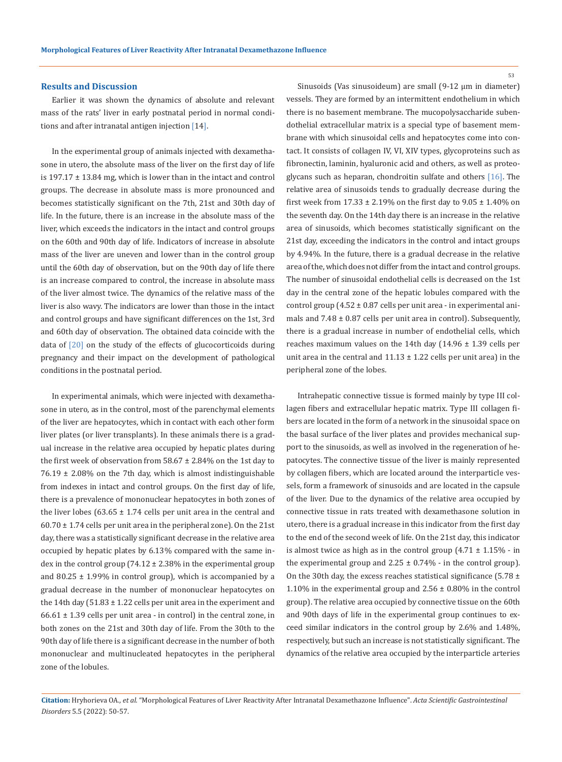## Results and Discussion

Earlier it was shown the dynamics of absolute and relevant mass of the rats' liver in early postnatal period in normal conditions and after intranatal antigen injection [14].

In the experimental group of animals injected with dexamethasone in utero, the absolute mass of the liver on the first day of life is 197.17 ± 13.84 mg, which is lower than in the intact and control groups. The decrease in absolute mass is more pronounced and becomes statistically significant on the 7th, 21st and 30th day of life. In the future, there is an increase in the absolute mass of the liver, which exceeds the indicators in the intact and control groups on the 60th and 90th day of life. Indicators of increase in absolute mass of the liver are uneven and lower than in the control group until the 60th day of observation, but on the 90th day of life there is an increase compared to control, the increase in absolute mass of the liver almost twice. The dynamics of the relative mass of the liver is also wavy. The indicators are lower than those in the intact and control groups and have significant differences on the 1st, 3rd and 60th day of observation. The obtained data coincide with the data of [20] on the study of the effects of glucocorticoids during pregnancy and their impact on the development of pathological conditions in the postnatal period.

In experimental animals, which were injected with dexamethasone in utero, as in the control, most of the parenchymal elements of the liver are hepatocytes, which in contact with each other form liver plates (or liver transplants). In these animals there is a gradual increase in the relative area occupied by hepatic plates during the first week of observation from 58.67 ± 2.84% on the 1st day to 76.19 ± 2.08% on the 7th day, which is almost indistinguishable from indexes in intact and control groups. On the first day of life, there is a prevalence of mononuclear hepatocytes in both zones of the liver lobes (63.65 ± 1.74 cells per unit area in the central and 60.70 ± 1.74 cells per unit area in the peripheral zone). On the 21st day, there was a statistically significant decrease in the relative area occupied by hepatic plates by 6.13% compared with the same index in the control group (74.12 ± 2.38% in the experimental group and 80.25 ± 1.99% in control group), which is accompanied by a gradual decrease in the number of mononuclear hepatocytes on the 14th day (51.83 ± 1.22 cells per unit area in the experiment and 66.61 ± 1.39 cells per unit area - in control) in the central zone, in both zones on the 21st and 30th day of life. From the 30th to the 90th day of life there is a significant decrease in the number of both mononuclear and multinucleated hepatocytes in the peripheral zone of the lobules.

Sinusoids (Vas sinusoideum) are small (9-12 μm in diameter) vessels. They are formed by an intermittent endothelium in which there is no basement membrane. The mucopolysaccharide subendothelial extracellular matrix is a special type of basement membrane with which sinusoidal cells and hepatocytes come into contact. It consists of collagen IV, VI, XIV types, glycoproteins such as fibronectin, laminin, hyaluronic acid and others, as well as proteoglycans such as heparan, chondroitin sulfate and others [16]. The relative area of sinusoids tends to gradually decrease during the first week from 17.33 ± 2.19% on the first day to 9.05 ± 1.40% on the seventh day. On the 14th day there is an increase in the relative area of sinusoids, which becomes statistically significant on the 21st day, exceeding the indicators in the control and intact groups by 4.94%. In the future, there is a gradual decrease in the relative area of the, which does not differ from the intact and control groups. The number of sinusoidal endothelial cells is decreased on the 1st day in the central zone of the hepatic lobules compared with the control group (4.52 ± 0.87 cells per unit area - in experimental animals and 7.48 ± 0.87 cells per unit area in control). Subsequently, there is a gradual increase in number of endothelial cells, which reaches maximum values on the 14th day (14.96 ± 1.39 cells per unit area in the central and 11.13 ± 1.22 cells per unit area) in the peripheral zone of the lobes.

Intrahepatic connective tissue is formed mainly by type III collagen fibers and extracellular hepatic matrix. Type III collagen fibers are located in the form of a network in the sinusoidal space on the basal surface of the liver plates and provides mechanical support to the sinusoids, as well as involved in the regeneration of hepatocytes. The connective tissue of the liver is mainly represented by collagen fibers, which are located around the interparticle vessels, form a framework of sinusoids and are located in the capsule of the liver. Due to the dynamics of the relative area occupied by connective tissue in rats treated with dexamethasone solution in utero, there is a gradual increase in this indicator from the first day to the end of the second week of life. On the 21st day, this indicator is almost twice as high as in the control group (4.71 ± 1.15% - in the experimental group and 2.25 ± 0.74% - in the control group). On the 30th day, the excess reaches statistical significance (5.78 ± 1.10% in the experimental group and 2.56 ± 0.80% in the control group). The relative area occupied by connective tissue on the 60th and 90th days of life in the experimental group continues to exceed similar indicators in the control group by 2.6% and 1.48%, respectively, but such an increase is not statistically significant. The dynamics of the relative area occupied by the interparticle arteries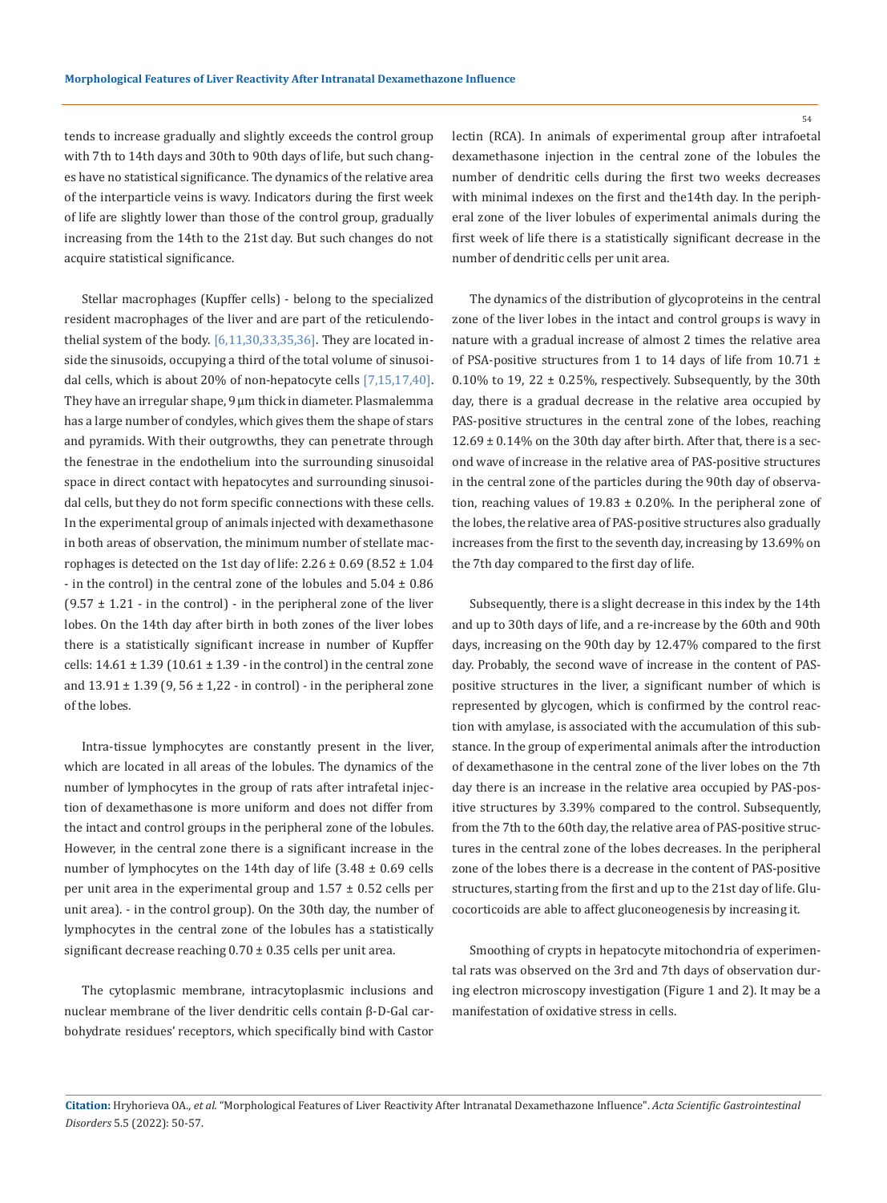tends to increase gradually and slightly exceeds the control group with 7th to 14th days and 30th to 90th days of life, but such changes have no statistical significance. The dynamics of the relative area of the interparticle veins is wavy. Indicators during the first week of life are slightly lower than those of the control group, gradually increasing from the 14th to the 21st day. But such changes do not acquire statistical significance.

Stellar macrophages (Kupffer cells) - belong to the specialized resident macrophages of the liver and are part of the reticulendothelial system of the body. [6,11,30,33,35,36]. They are located inside the sinusoids, occupying a third of the total volume of sinusoidal cells, which is about 20% of non-hepatocyte cells [7,15,17,40]. They have an irregular shape, 9 μm thick in diameter. Plasmalemma has a large number of condyles, which gives them the shape of stars and pyramids. With their outgrowths, they can penetrate through the fenestrae in the endothelium into the surrounding sinusoidal space in direct contact with hepatocytes and surrounding sinusoidal cells, but they do not form specific connections with these cells. In the experimental group of animals injected with dexamethasone in both areas of observation, the minimum number of stellate macrophages is detected on the 1st day of life: 2.26 ± 0.69 (8.52 ± 1.04 - in the control) in the central zone of the lobules and 5.04 ± 0.86 (9.57 ± 1.21 - in the control) - in the peripheral zone of the liver lobes. On the 14th day after birth in both zones of the liver lobes there is a statistically significant increase in number of Kupffer cells: 14.61 ± 1.39 (10.61 ± 1.39 - in the control) in the central zone and 13.91 ± 1.39 (9, 56 ± 1,22 - in control) - in the peripheral zone of the lobes.

Intra-tissue lymphocytes are constantly present in the liver, which are located in all areas of the lobules. The dynamics of the number of lymphocytes in the group of rats after intrafetal injection of dexamethasone is more uniform and does not differ from the intact and control groups in the peripheral zone of the lobules. However, in the central zone there is a significant increase in the number of lymphocytes on the 14th day of life (3.48 ± 0.69 cells per unit area in the experimental group and 1.57 ± 0.52 cells per unit area). - in the control group). On the 30th day, the number of lymphocytes in the central zone of the lobules has a statistically significant decrease reaching 0.70 ± 0.35 cells per unit area.

The cytoplasmic membrane, intracytoplasmic inclusions and nuclear membrane of the liver dendritic cells contain β-D-Gal carbohydrate residues' receptors, which specifically bind with Castor lectin (RCA). In animals of experimental group after intrafoetal dexamethasone injection in the central zone of the lobules the number of dendritic cells during the first two weeks decreases with minimal indexes on the first and the14th day. In the peripheral zone of the liver lobules of experimental animals during the first week of life there is a statistically significant decrease in the number of dendritic cells per unit area.

The dynamics of the distribution of glycoproteins in the central zone of the liver lobes in the intact and control groups is wavy in nature with a gradual increase of almost 2 times the relative area of PSA-positive structures from 1 to 14 days of life from 10.71 ± 0.10% to 19, 22 ± 0.25%, respectively. Subsequently, by the 30th day, there is a gradual decrease in the relative area occupied by PAS-positive structures in the central zone of the lobes, reaching 12.69 ± 0.14% on the 30th day after birth. After that, there is a second wave of increase in the relative area of PAS-positive structures in the central zone of the particles during the 90th day of observation, reaching values of 19.83 ± 0.20%. In the peripheral zone of the lobes, the relative area of PAS-positive structures also gradually increases from the first to the seventh day, increasing by 13.69% on the 7th day compared to the first day of life.

Subsequently, there is a slight decrease in this index by the 14th and up to 30th days of life, and a re-increase by the 60th and 90th days, increasing on the 90th day by 12.47% compared to the first day. Probably, the second wave of increase in the content of PAS-positive structures in the liver, a significant number of which is represented by glycogen, which is confirmed by the control reaction with amylase, is associated with the accumulation of this substance. In the group of experimental animals after the introduction of dexamethasone in the central zone of the liver lobes on the 7th day there is an increase in the relative area occupied by PAS-positive structures by 3.39% compared to the control. Subsequently, from the 7th to the 60th day, the relative area of PAS-positive structures in the central zone of the lobes decreases. In the peripheral zone of the lobes there is a decrease in the content of PAS-positive structures, starting from the first and up to the 21st day of life. Glucocorticoids are able to affect gluconeogenesis by increasing it.

Smoothing of crypts in hepatocyte mitochondria of experimental rats was observed on the 3rd and 7th days of observation during electron microscopy investigation (Figure 1 and 2). It may be a manifestation of oxidative stress in cells.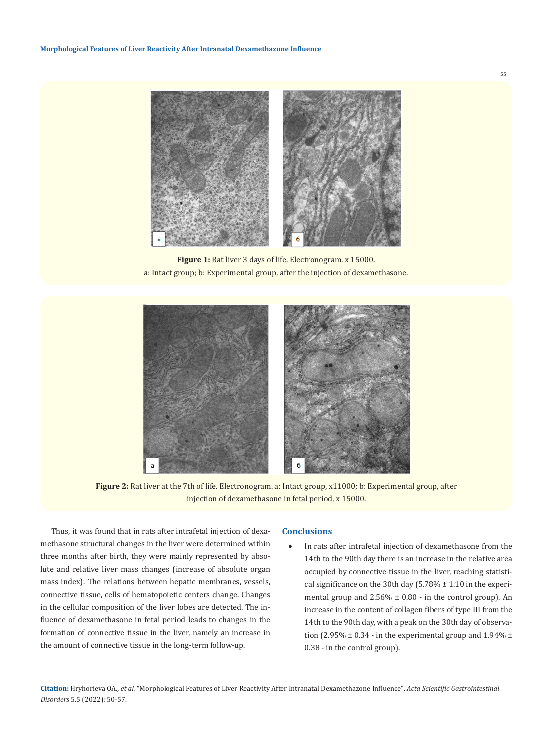**Figure 1:** Rat liver 3 days of life. Electronogram. x 15000.
a: Intact group; b: Experimental group, after the injection of dexamethasone.

**Figure 2:** Rat liver at the 7th of life. Electronogram. a: Intact group, x11000; b: Experimental group, after injection of dexamethasone in fetal period, x 15000.

Thus, it was found that in rats after intrafetal injection of dexamethasone structural changes in the liver were determined within three months after birth, they were mainly represented by absolute and relative liver mass changes (increase of absolute organ mass index). The relations between hepatic membranes, vessels, connective tissue, cells of hematopoietic centers change. Changes in the cellular composition of the liver lobes are detected. The influence of dexamethasone in fetal period leads to changes in the formation of connective tissue in the liver, namely an increase in the amount of connective tissue in the long-term follow-up.

## Conclusions

- In rats after intrafetal injection of dexamethasone from the 14th to the 90th day there is an increase in the relative area occupied by connective tissue in the liver, reaching statistical significance on the 30th day (5.78% ± 1.10 in the experimental group and 2.56% ± 0.80 - in the control group). An increase in the content of collagen fibers of type III from the 14th to the 90th day, with a peak on the 30th day of observation (2.95% ± 0.34 - in the experimental group and 1.94% ± 0.38 - in the control group).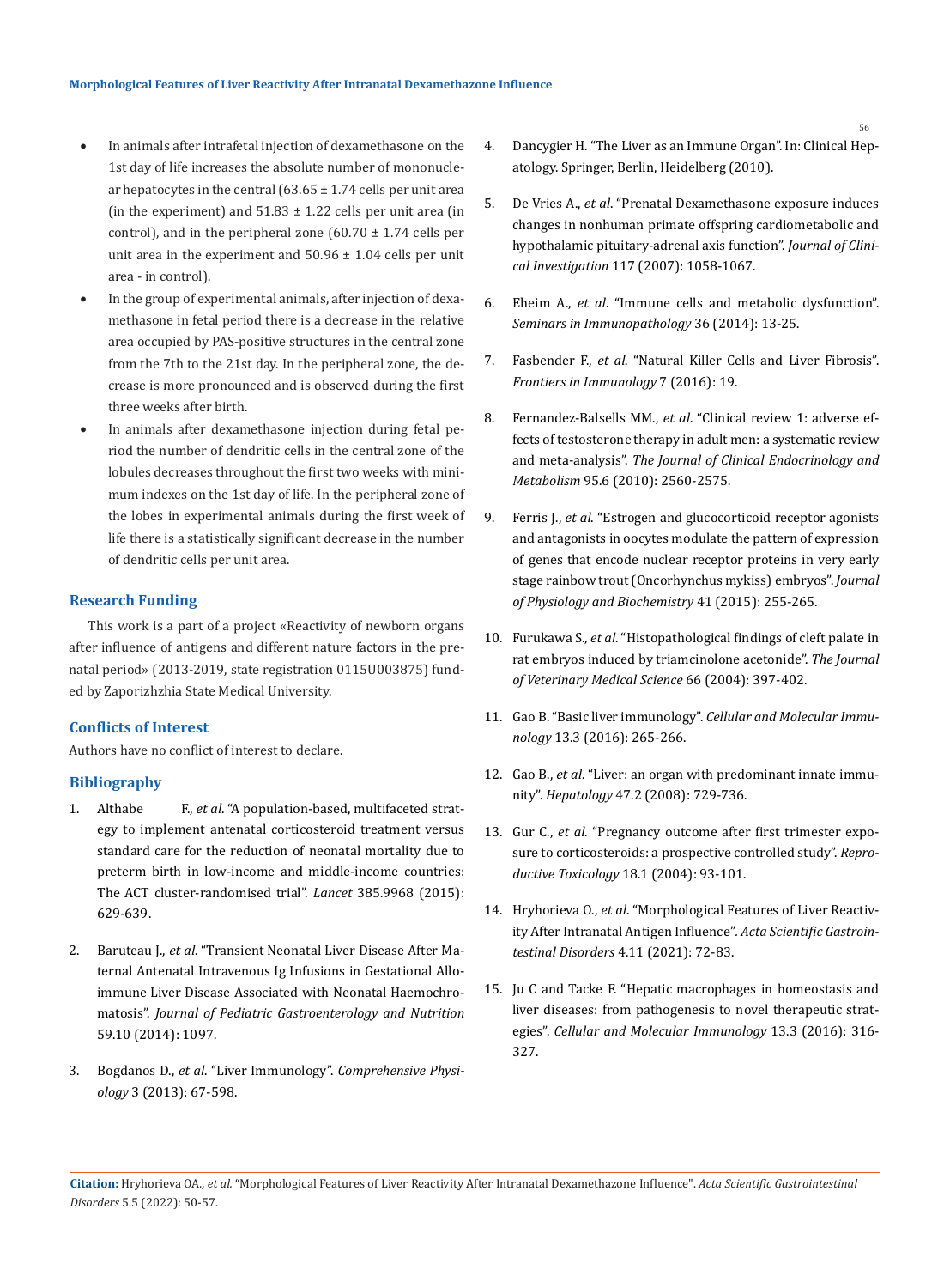- In animals after intrafetal injection of dexamethasone on the 1st day of life increases the absolute number of mononuclear hepatocytes in the central (63.65 ± 1.74 cells per unit area (in the experiment) and 51.83 ± 1.22 cells per unit area (in control), and in the peripheral zone (60.70 ± 1.74 cells per unit area in the experiment and 50.96 ± 1.04 cells per unit area - in control).
- In the group of experimental animals, after injection of dexamethasone in fetal period there is a decrease in the relative area occupied by PAS-positive structures in the central zone from the 7th to the 21st day. In the peripheral zone, the decrease is more pronounced and is observed during the first three weeks after birth.
- In animals after dexamethasone injection during fetal period the number of dendritic cells in the central zone of the lobules decreases throughout the first two weeks with minimum indexes on the 1st day of life. In the peripheral zone of the lobes in experimental animals during the first week of life there is a statistically significant decrease in the number of dendritic cells per unit area.

## Research Funding

This work is a part of a project «Reactivity of newborn organs after influence of antigens and different nature factors in the prenatal period» (2013-2019, state registration 0115U003875) funded by Zaporizhzhia State Medical University.

## Conflicts of Interest

Authors have no conflict of interest to declare.

## Bibliography

1. Althabe F., *et al*. "A population-based, multifaceted strategy to implement antenatal corticosteroid treatment versus standard care for the reduction of neonatal mortality due to preterm birth in low-income and middle-income countries: The ACT cluster-randomised trial". *Lancet* 385.9968 (2015): 629-639.
2. Baruteau J., *et al*. "Transient Neonatal Liver Disease After Maternal Antenatal Intravenous Ig Infusions in Gestational Alloimmune Liver Disease Associated with Neonatal Haemochromatosis". *Journal of Pediatric Gastroenterology and Nutrition* 59.10 (2014): 1097.
3. Bogdanos D., *et al*. "Liver Immunology". *Comprehensive Physiology* 3 (2013): 67-598.
4. Dancygier H. "The Liver as an Immune Organ". In: Clinical Hepatology. Springer, Berlin, Heidelberg (2010).
5. De Vries A., *et al*. "Prenatal Dexamethasone exposure induces changes in nonhuman primate offspring cardiometabolic and hypothalamic pituitary-adrenal axis function". *Journal of Clinical Investigation* 117 (2007): 1058-1067.
6. Eheim A., *et al*. "Immune cells and metabolic dysfunction". *Seminars in Immunopathology* 36 (2014): 13-25.
7. Fasbender F., *et al*. "Natural Killer Cells and Liver Fibrosis". *Frontiers in Immunology* 7 (2016): 19.
8. Fernandez-Balsells MM., *et al*. "Clinical review 1: adverse effects of testosterone therapy in adult men: a systematic review and meta-analysis". *The Journal of Clinical Endocrinology and Metabolism* 95.6 (2010): 2560-2575.
9. Ferris J., *et al*. "Estrogen and glucocorticoid receptor agonists and antagonists in oocytes modulate the pattern of expression of genes that encode nuclear receptor proteins in very early stage rainbow trout (Oncorhynchus mykiss) embryos". *Journal of Physiology and Biochemistry* 41 (2015): 255-265.
10. Furukawa S., *et al*. "Histopathological findings of cleft palate in rat embryos induced by triamcinolone acetonide". *The Journal of Veterinary Medical Science* 66 (2004): 397-402.
11. Gao B. "Basic liver immunology". *Cellular and Molecular Immunology* 13.3 (2016): 265-266.
12. Gao B., *et al*. "Liver: an organ with predominant innate immunity". *Hepatology* 47.2 (2008): 729-736.
13. Gur C., *et al*. "Pregnancy outcome after first trimester exposure to corticosteroids: a prospective controlled study". *Reproductive Toxicology* 18.1 (2004): 93-101.
14. Hryhorieva O., *et al*. "Morphological Features of Liver Reactivity After Intranatal Antigen Influence". *Acta Scientific Gastrointestinal Disorders* 4.11 (2021): 72-83.
15. Ju C and Tacke F. "Hepatic macrophages in homeostasis and liver diseases: from pathogenesis to novel therapeutic strategies". *Cellular and Molecular Immunology* 13.3 (2016): 316-327.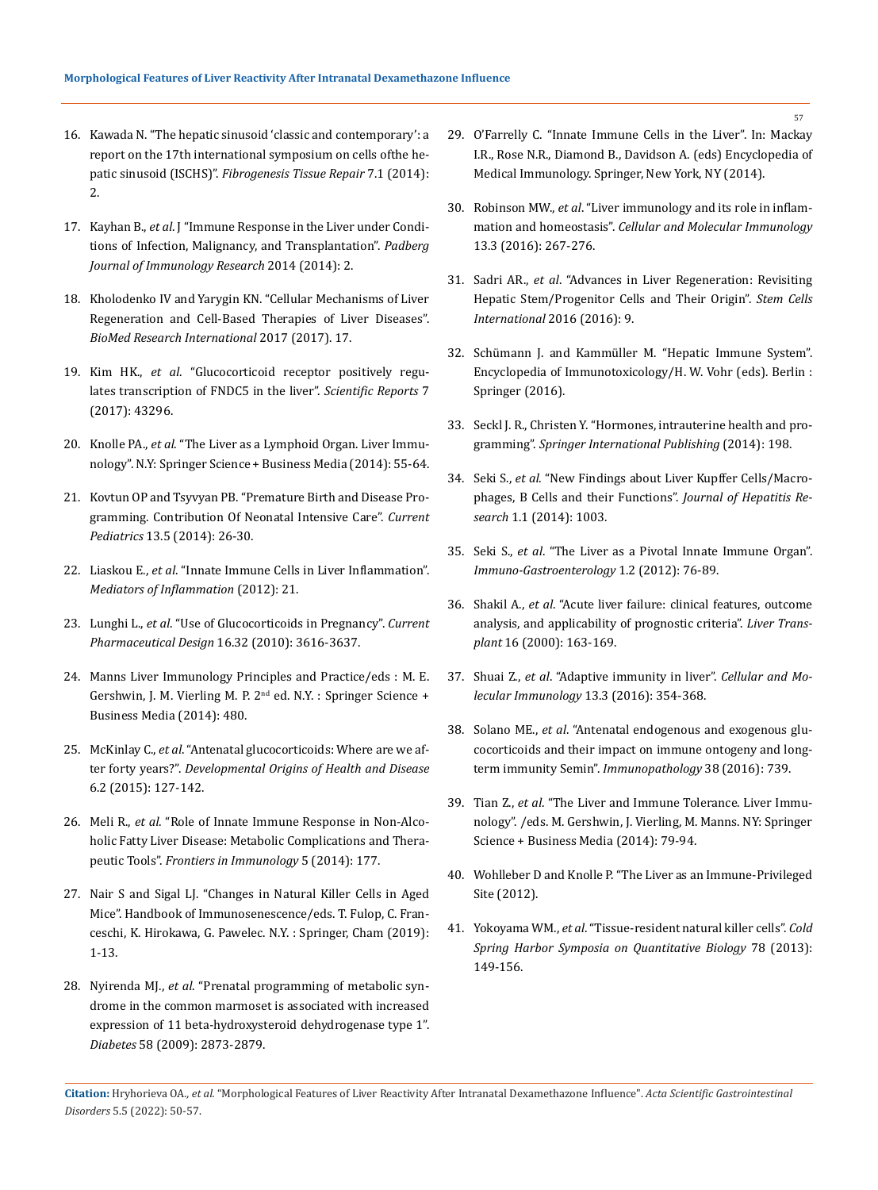16. Kawada N. "The hepatic sinusoid 'classic and contemporary': a report on the 17th international symposium on cells ofthe hepatic sinusoid (ISCHS)". *Fibrogenesis Tissue Repair* 7.1 (2014): 2.

17. Kayhan B., *et al*. J "Immune Response in the Liver under Conditions of Infection, Malignancy, and Transplantation". *Padberg Journal of Immunology Research* 2014 (2014): 2.

18. Kholodenko IV and Yarygin KN. "Cellular Mechanisms of Liver Regeneration and Cell-Based Therapies of Liver Diseases". *BioMed Research International* 2017 (2017). 17.

19. Kim HK., *et al.* "Glucocorticoid receptor positively regulates transcription of FNDC5 in the liver". *Scientific Reports* 7 (2017): 43296.

20. Knolle PA., *et al.* "The Liver as a Lymphoid Organ. Liver Immunology". N.Y: Springer Science + Business Media (2014): 55-64.

21. Kovtun OP and Tsyvyan PB. "Premature Birth and Disease Programming. Contribution Of Neonatal Intensive Care". *Current Pediatrics* 13.5 (2014): 26-30.

22. Liaskou E., *et al*. "Innate Immune Cells in Liver Inflammation". *Mediators of Inflammation* (2012): 21.

23. Lunghi L., *et al*. "Use of Glucocorticoids in Pregnancy". *Current Pharmaceutical Design* 16.32 (2010): 3616-3637.

24. Manns Liver Immunology Principles and Practice/eds : M. E. Gershwin, J. M. Vierling M. P. 2nd ed. N.Y. : Springer Science + Business Media (2014): 480.

25. McKinlay C., *et al*. "Antenatal glucocorticoids: Where are we after forty years?". *Developmental Origins of Health and Disease* 6.2 (2015): 127-142.

26. Meli R., *et al*. "Role of Innate Immune Response in Non-Alcoholic Fatty Liver Disease: Metabolic Complications and Therapeutic Tools". *Frontiers in Immunology* 5 (2014): 177.

27. Nair S and Sigal LJ. "Changes in Natural Killer Cells in Aged Mice". Handbook of Immunosenescence/eds. T. Fulop, C. Franceschi, K. Hirokawa, G. Pawelec. N.Y. : Springer, Cham (2019): 1-13.

28. Nyirenda MJ., *et al*. "Prenatal programming of metabolic syndrome in the common marmoset is associated with increased expression of 11 beta-hydroxysteroid dehydrogenase type 1". *Diabetes* 58 (2009): 2873-2879.

29. O'Farrelly C. "Innate Immune Cells in the Liver". In: Mackay I.R., Rose N.R., Diamond B., Davidson A. (eds) Encyclopedia of Medical Immunology. Springer, New York, NY (2014).

30. Robinson MW., *et al*. "Liver immunology and its role in inflammation and homeostasis". *Cellular and Molecular Immunology* 13.3 (2016): 267-276.

31. Sadri AR., *et al*. "Advances in Liver Regeneration: Revisiting Hepatic Stem/Progenitor Cells and Their Origin". *Stem Cells International* 2016 (2016): 9.

32. Schümann J. and Kammüller M. "Hepatic Immune System". Encyclopedia of Immunotoxicology/H. W. Vohr (eds). Berlin : Springer (2016).

33. Seckl J. R., Christen Y. "Hormones, intrauterine health and programming". *Springer International Publishing* (2014): 198.

34. Seki S., *et al*. "New Findings about Liver Kupffer Cells/Macrophages, B Cells and their Functions". *Journal of Hepatitis Research* 1.1 (2014): 1003.

35. Seki S., *et al*. "The Liver as a Pivotal Innate Immune Organ". *Immuno-Gastroenterology* 1.2 (2012): 76-89.

36. Shakil A., *et al*. "Acute liver failure: clinical features, outcome analysis, and applicability of prognostic criteria". *Liver Transplant* 16 (2000): 163-169.

37. Shuai Z., *et al*. "Adaptive immunity in liver". *Cellular and Molecular Immunology* 13.3 (2016): 354-368.

38. Solano ME., *et al*. "Antenatal endogenous and exogenous glucocorticoids and their impact on immune ontogeny and long-term immunity Semin". *Immunopathology* 38 (2016): 739.

39. Tian Z., *et al*. "The Liver and Immune Tolerance. Liver Immunology". /eds. M. Gershwin, J. Vierling, M. Manns. NY: Springer Science + Business Media (2014): 79-94.

40. Wohlleber D and Knolle P. "The Liver as an Immune-Privileged Site (2012).

41. Yokoyama WM., *et al*. "Tissue-resident natural killer cells". *Cold Spring Harbor Symposia on Quantitative Biology* 78 (2013): 149-156.